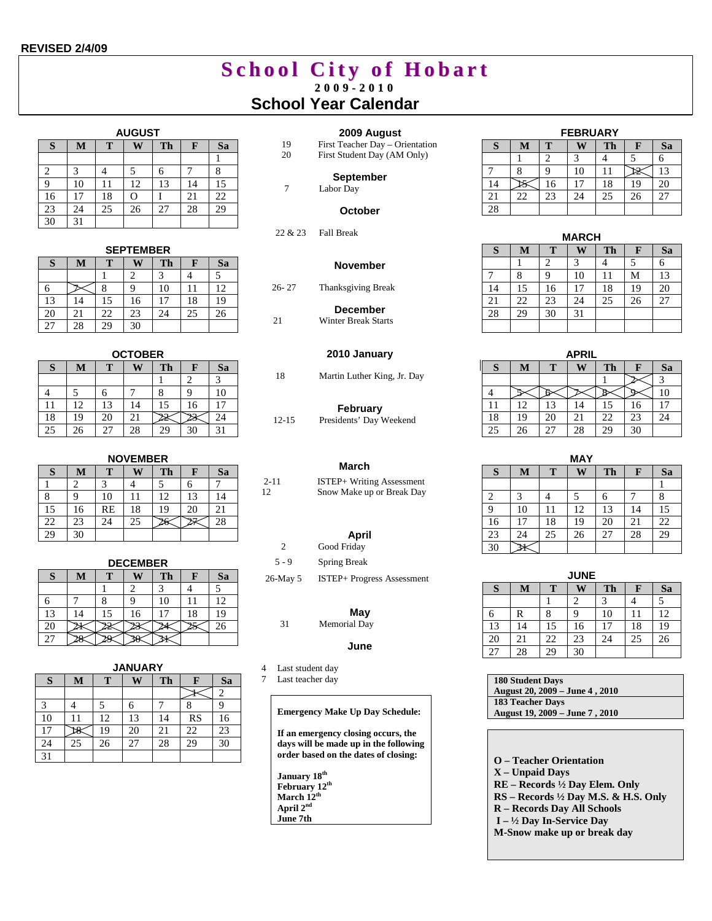REVISED 2/4/09

# School City of Hobart

**2009-2010**

## School Year Calendar

**AUGUST**

| S | M | T | W | Th | F | Sa |
|---|---|---|---|---|---|---|
| | | | | | | 1 |
| 2 | 3 | 4 | 5 | 6 | 7 | 8 |
| 9 | 10 | 11 | 12 | 13 | 14 | 15 |
| 16 | 17 | 18 | O | I | 21 | 22 |
| 23 | 24 | 25 | 26 | 27 | 28 | 29 |
| 30 | 31 | | | | | |

**SEPTEMBER**

| S | M | T | W | Th | F | Sa |
|---|---|---|---|---|---|---|
| | | 1 | 2 | 3 | 4 | 5 |
| 6 | 7 | 8 | 9 | 10 | 11 | 12 |
| 13 | 14 | 15 | 16 | 17 | 18 | 19 |
| 20 | 21 | 22 | 23 | 24 | 25 | 26 |
| 27 | 28 | 29 | 30 | | | |

**OCTOBER**

| S | M | T | W | Th | F | Sa |
|---|---|---|---|---|---|---|
| | | | | 1 | 2 | 3 |
| 4 | 5 | 6 | 7 | 8 | 9 | 10 |
| 11 | 12 | 13 | 14 | 15 | 16 | 17 |
| 18 | 19 | 20 | 21 | 22 | 23 | 24 |
| 25 | 26 | 27 | 28 | 29 | 30 | 31 |

**NOVEMBER**

| S | M | T | W | Th | F | Sa |
|---|---|---|---|---|---|---|
| 1 | 2 | 3 | 4 | 5 | 6 | 7 |
| 8 | 9 | 10 | 11 | 12 | 13 | 14 |
| 15 | 16 | RE | 18 | 19 | 20 | 21 |
| 22 | 23 | 24 | 25 | 26 | 27 | 28 |
| 29 | 30 | | | | | |

**DECEMBER**

| S | M | T | W | Th | F | Sa |
|---|---|---|---|---|---|---|
| | | 1 | 2 | 3 | 4 | 5 |
| 6 | 7 | 8 | 9 | 10 | 11 | 12 |
| 13 | 14 | 15 | 16 | 17 | 18 | 19 |
| 20 | 21 | 22 | 23 | 24 | 25 | 26 |
| 27 | 28 | 29 | 30 | 31 | | |

**JANUARY**

| S | M | T | W | Th | F | Sa |
|---|---|---|---|---|---|---|
| | | | | | 1 | 2 |
| 3 | 4 | 5 | 6 | 7 | 8 | 9 |
| 10 | 11 | 12 | 13 | 14 | RS | 16 |
| 17 | 18 | 19 | 20 | 21 | 22 | 23 |
| 24 | 25 | 26 | 27 | 28 | 29 | 30 |
| 31 | | | | | | |

**2009 August**

19 First Teacher Day – Orientation
20 First Student Day (AM Only)

**September**

7 Labor Day

**October**

22 & 23 Fall Break

**November**

26- 27 Thanksgiving Break

**December**

21 Winter Break Starts

**2010 January**

18 Martin Luther King, Jr. Day

**February**

12-15 Presidents' Day Weekend

**March**

2-11 ISTEP+ Writing Assessment
12 Snow Make up or Break Day

**April**

2 Good Friday
5 - 9 Spring Break
26-May 5 ISTEP+ Progress Assessment

**May**

31 Memorial Day

**June**

4 Last student day
7 Last teacher day

**Emergency Make Up Day Schedule:**

**If an emergency closing occurs, the days will be made up in the following order based on the dates of closing:**

**January 18th**
**February 12th**
**March 12th**
**April 2nd**
**June 7th**

**FEBRUARY**

| S | M | T | W | Th | F | Sa |
|---|---|---|---|---|---|---|
| | 1 | 2 | 3 | 4 | 5 | 6 |
| 7 | 8 | 9 | 10 | 11 | 12 | 13 |
| 14 | 15 | 16 | 17 | 18 | 19 | 20 |
| 21 | 22 | 23 | 24 | 25 | 26 | 27 |
| 28 | | | | | | |

**MARCH**

| S | M | T | W | Th | F | Sa |
|---|---|---|---|---|---|---|
| | 1 | 2 | 3 | 4 | 5 | 6 |
| 7 | 8 | 9 | 10 | 11 | M | 13 |
| 14 | 15 | 16 | 17 | 18 | 19 | 20 |
| 21 | 22 | 23 | 24 | 25 | 26 | 27 |
| 28 | 29 | 30 | 31 | | | |

**APRIL**

| S | M | T | W | Th | F | Sa |
|---|---|---|---|---|---|---|
| | | | | 1 | 2 | 3 |
| 4 | 5 | 6 | 7 | 8 | 9 | 10 |
| 11 | 12 | 13 | 14 | 15 | 16 | 17 |
| 18 | 19 | 20 | 21 | 22 | 23 | 24 |
| 25 | 26 | 27 | 28 | 29 | 30 | |

**MAY**

| S | M | T | W | Th | F | Sa |
|---|---|---|---|---|---|---|
| | | | | | | 1 |
| 2 | 3 | 4 | 5 | 6 | 7 | 8 |
| 9 | 10 | 11 | 12 | 13 | 14 | 15 |
| 16 | 17 | 18 | 19 | 20 | 21 | 22 |
| 23 | 24 | 25 | 26 | 27 | 28 | 29 |
| 30 | 31 | | | | | |

**JUNE**

| S | M | T | W | Th | F | Sa |
|---|---|---|---|---|---|---|
| | | 1 | 2 | 3 | 4 | 5 |
| 6 | R | 8 | 9 | 10 | 11 | 12 |
| 13 | 14 | 15 | 16 | 17 | 18 | 19 |
| 20 | 21 | 22 | 23 | 24 | 25 | 26 |
| 27 | 28 | 29 | 30 | | | |

**180 Student Days**
**August 20, 2009 – June 4 , 2010**
**183 Teacher Days**
**August 19, 2009 – June 7 , 2010**

**O – Teacher Orientation**
**X – Unpaid Days**
**RE – Records ½ Day Elem. Only**
**RS – Records ½ Day M.S. & H.S. Only**
**R – Records Day All Schools**
**I – ½ Day In-Service Day**
**M-Snow make up or break day**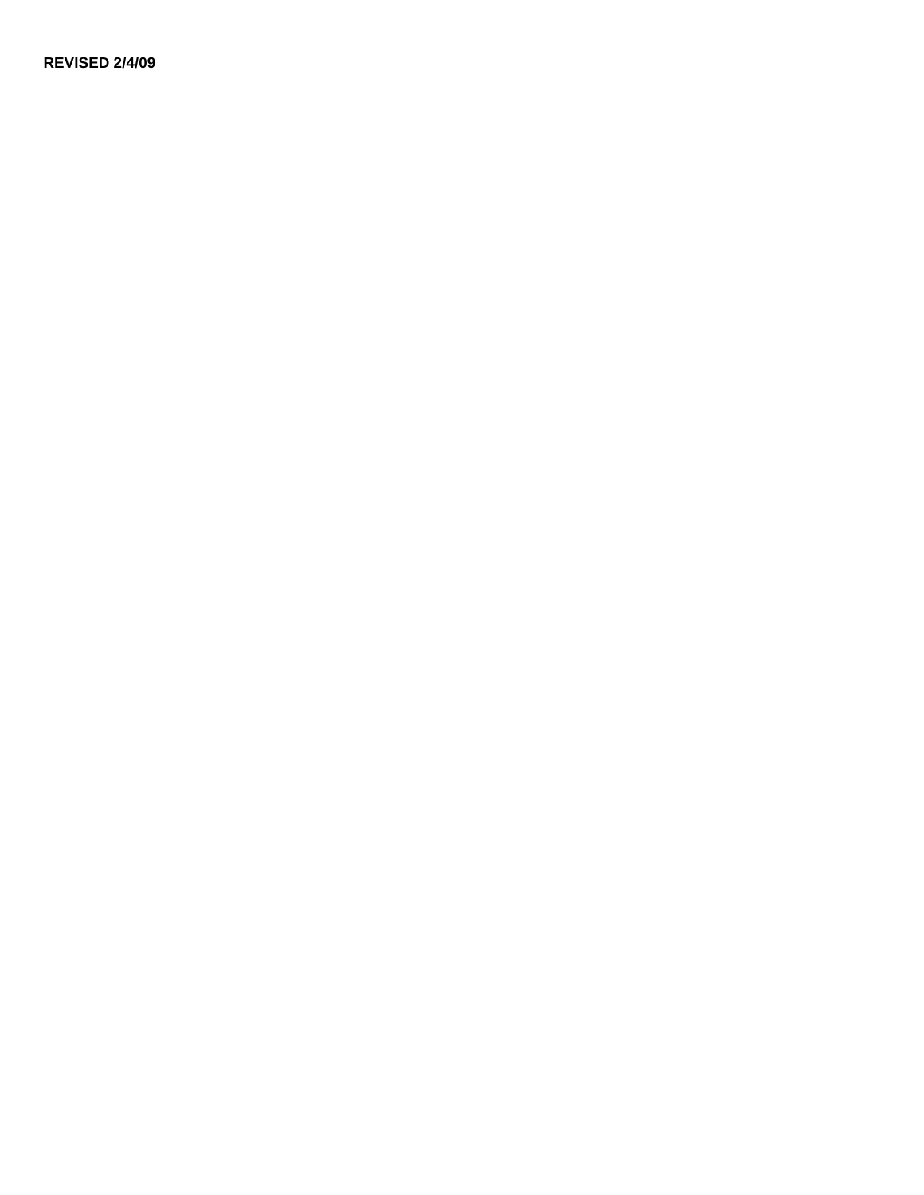**REVISED 2/4/09**